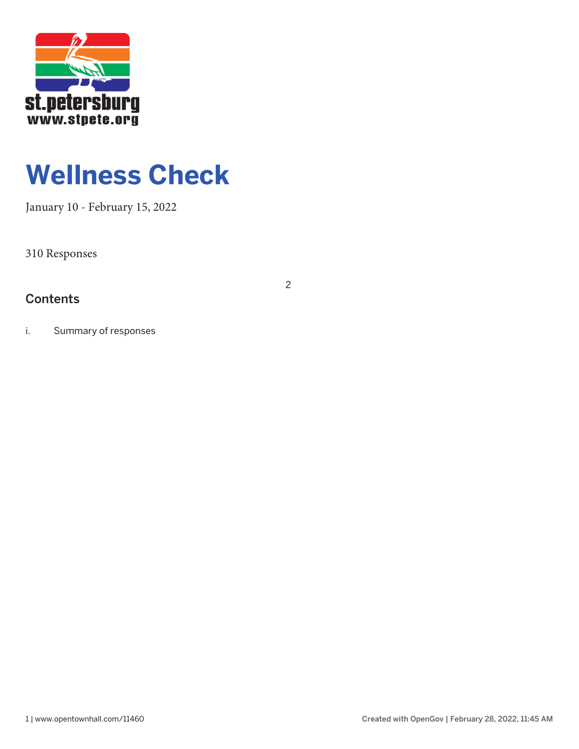st.petersburg
www.stpete.org

# Wellness Check

January 10 - February 15, 2022

310 Responses

## Contents

i. Summary of responses 2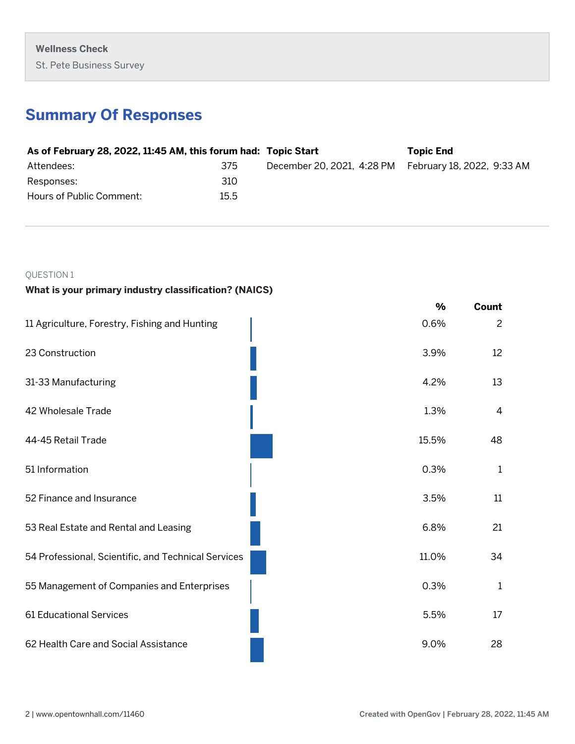**Wellness Check**

St. Pete Business Survey

# Summary Of Responses

| As of February 28, 2022, 11:45 AM, this forum had: | | Topic Start | Topic End |
|---|---|---|---|
| Attendees: | 375 | December 20, 2021, 4:28 PM | February 18, 2022, 9:33 AM |
| Responses: | 310 | | |
| Hours of Public Comment: | 15.5 | | |

---

QUESTION 1

**What is your primary industry classification? (NAICS)**

| | % | Count |
|---|---|---|
| 11 Agriculture, Forestry, Fishing and Hunting | 0.6% | 2 |
| 23 Construction | 3.9% | 12 |
| 31-33 Manufacturing | 4.2% | 13 |
| 42 Wholesale Trade | 1.3% | 4 |
| 44-45 Retail Trade | 15.5% | 48 |
| 51 Information | 0.3% | 1 |
| 52 Finance and Insurance | 3.5% | 11 |
| 53 Real Estate and Rental and Leasing | 6.8% | 21 |
| 54 Professional, Scientific, and Technical Services | 11.0% | 34 |
| 55 Management of Companies and Enterprises | 0.3% | 1 |
| 61 Educational Services | 5.5% | 17 |
| 62 Health Care and Social Assistance | 9.0% | 28 |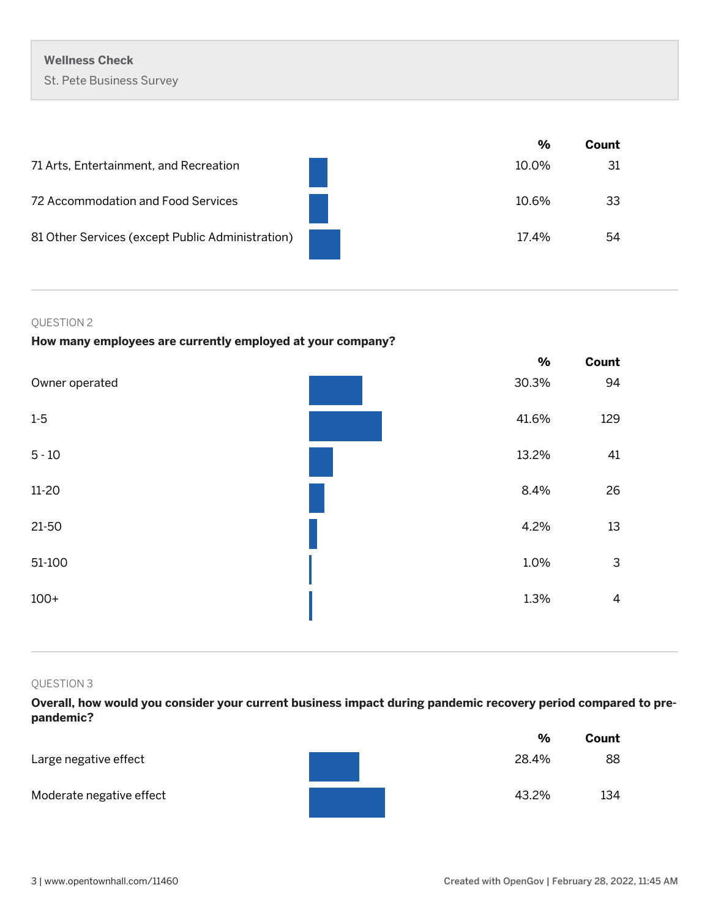**Wellness Check**

St. Pete Business Survey

| | % | Count |
|---|---|---|
| 71 Arts, Entertainment, and Recreation | 10.0% | 31 |
| 72 Accommodation and Food Services | 10.6% | 33 |
| 81 Other Services (except Public Administration) | 17.4% | 54 |

QUESTION 2

**How many employees are currently employed at your company?**

| | % | Count |
|---|---|---|
| Owner operated | 30.3% | 94 |
| 1-5 | 41.6% | 129 |
| 5 - 10 | 13.2% | 41 |
| 11-20 | 8.4% | 26 |
| 21-50 | 4.2% | 13 |
| 51-100 | 1.0% | 3 |
| 100+ | 1.3% | 4 |

QUESTION 3

**Overall, how would you consider your current business impact during pandemic recovery period compared to pre-pandemic?**

| | % | Count |
|---|---|---|
| Large negative effect | 28.4% | 88 |
| Moderate negative effect | 43.2% | 134 |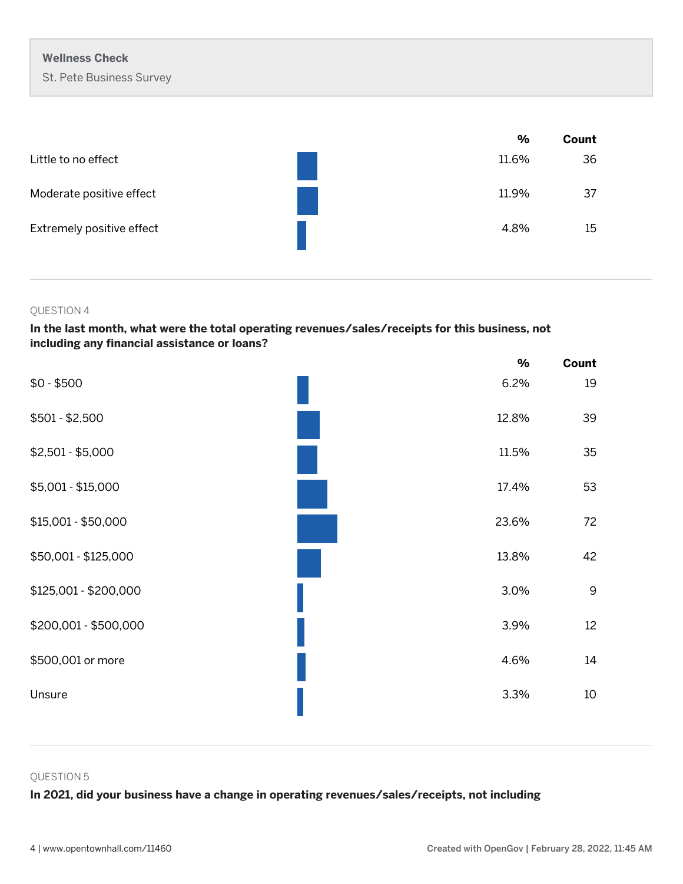| | % | Count |
|---|---|---|
| Little to no effect | 11.6% | 36 |
| Moderate positive effect | 11.9% | 37 |
| Extremely positive effect | 4.8% | 15 |

QUESTION 4

**In the last month, what were the total operating revenues/sales/receipts for this business, not including any financial assistance or loans?**

| | % | Count |
|---|---|---|
| $0 - $500 | 6.2% | 19 |
| $501 - $2,500 | 12.8% | 39 |
| $2,501 - $5,000 | 11.5% | 35 |
| $5,001 - $15,000 | 17.4% | 53 |
| $15,001 - $50,000 | 23.6% | 72 |
| $50,001 - $125,000 | 13.8% | 42 |
| $125,001 - $200,000 | 3.0% | 9 |
| $200,001 - $500,000 | 3.9% | 12 |
| $500,001 or more | 4.6% | 14 |
| Unsure | 3.3% | 10 |

QUESTION 5

**In 2021, did your business have a change in operating revenues/sales/receipts, not including**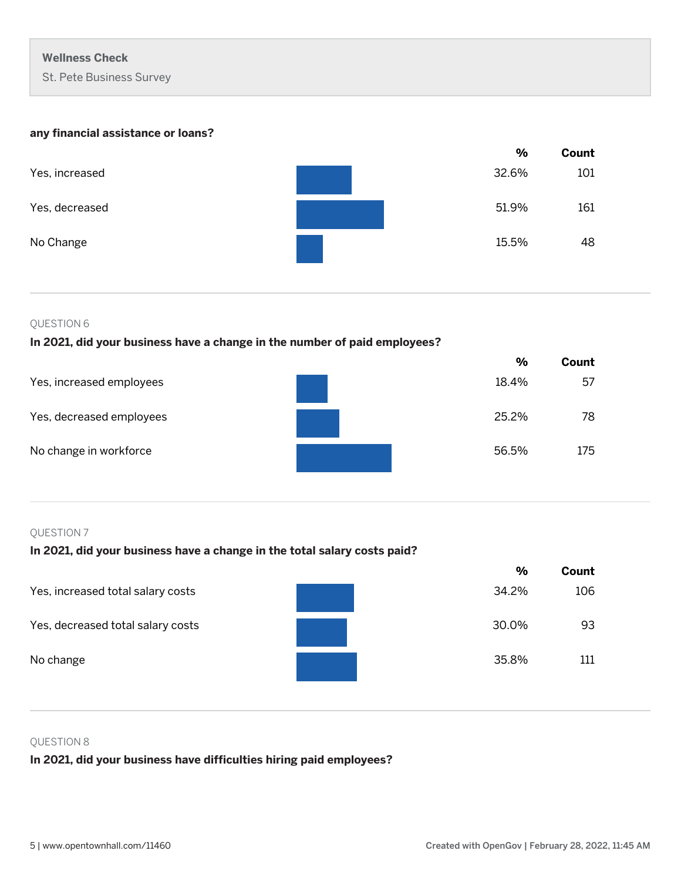**any financial assistance or loans?**

| | % | Count |
|---|---|---|
| Yes, increased | 32.6% | 101 |
| Yes, decreased | 51.9% | 161 |
| No Change | 15.5% | 48 |

QUESTION 6

**In 2021, did your business have a change in the number of paid employees?**

| | % | Count |
|---|---|---|
| Yes, increased employees | 18.4% | 57 |
| Yes, decreased employees | 25.2% | 78 |
| No change in workforce | 56.5% | 175 |

QUESTION 7

**In 2021, did your business have a change in the total salary costs paid?**

| | % | Count |
|---|---|---|
| Yes, increased total salary costs | 34.2% | 106 |
| Yes, decreased total salary costs | 30.0% | 93 |
| No change | 35.8% | 111 |

QUESTION 8

**In 2021, did your business have difficulties hiring paid employees?**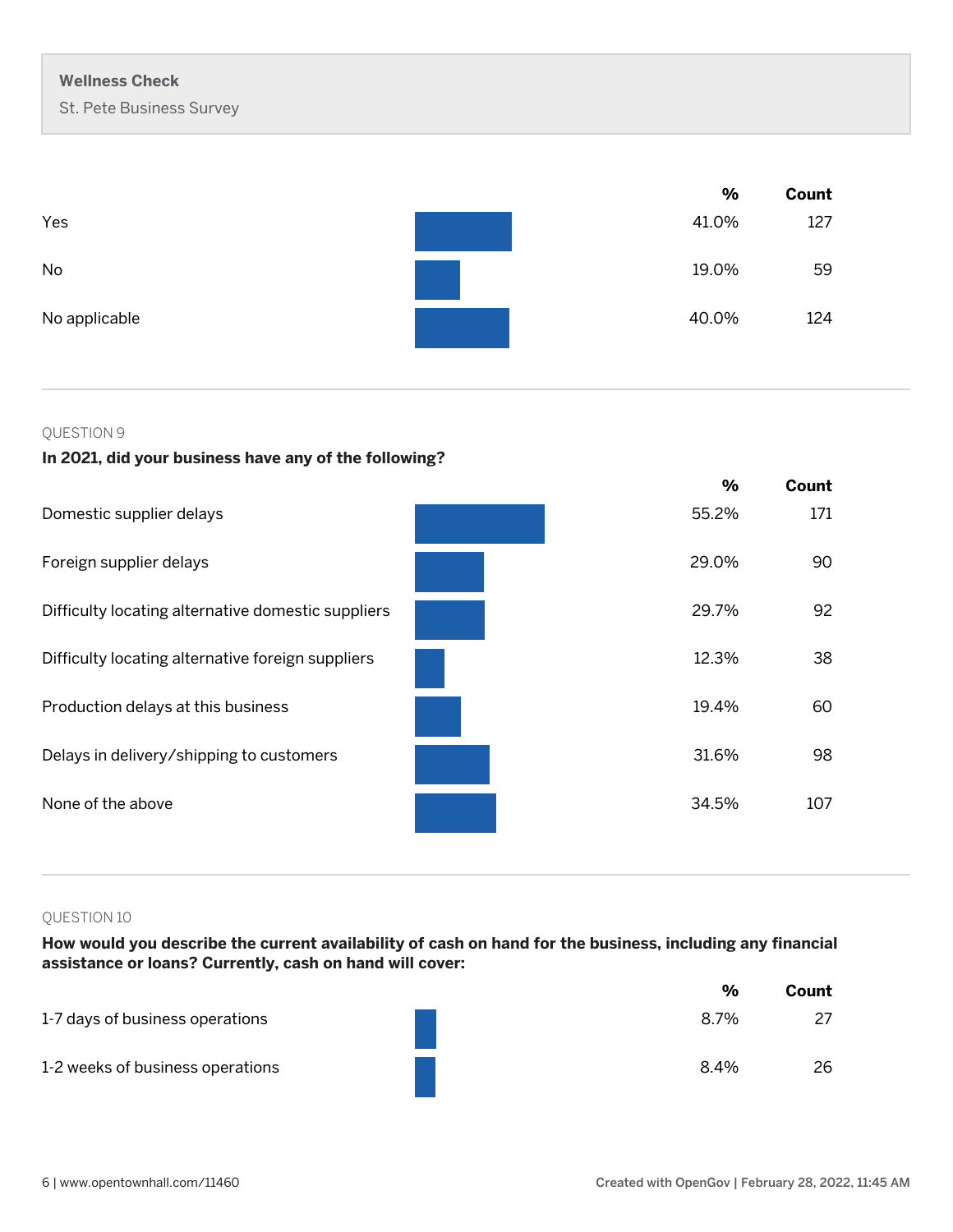| | % | Count |
|---|---|---|
| Yes | 41.0% | 127 |
| No | 19.0% | 59 |
| No applicable | 40.0% | 124 |

QUESTION 9

**In 2021, did your business have any of the following?**

| | % | Count |
|---|---|---|
| Domestic supplier delays | 55.2% | 171 |
| Foreign supplier delays | 29.0% | 90 |
| Difficulty locating alternative domestic suppliers | 29.7% | 92 |
| Difficulty locating alternative foreign suppliers | 12.3% | 38 |
| Production delays at this business | 19.4% | 60 |
| Delays in delivery/shipping to customers | 31.6% | 98 |
| None of the above | 34.5% | 107 |

QUESTION 10

**How would you describe the current availability of cash on hand for the business, including any financial assistance or loans? Currently, cash on hand will cover:**

| | % | Count |
|---|---|---|
| 1-7 days of business operations | 8.7% | 27 |
| 1-2 weeks of business operations | 8.4% | 26 |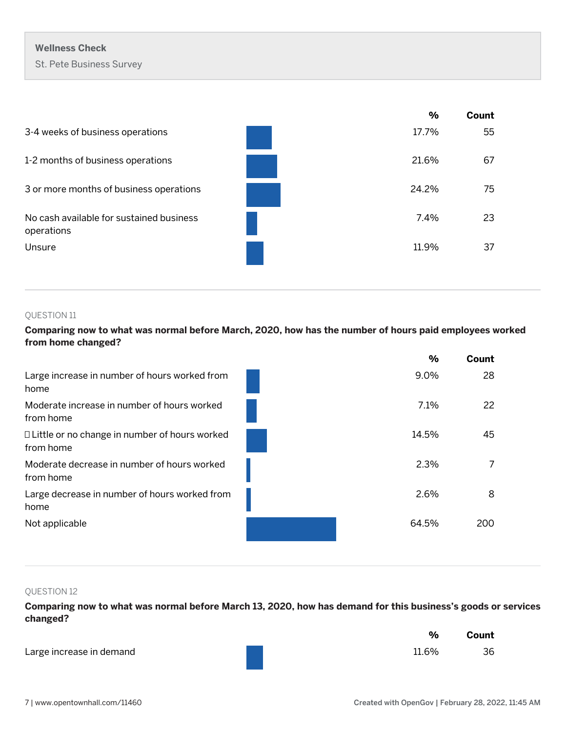**Wellness Check**

St. Pete Business Survey

| | % | Count |
|---|---|---|
| 3-4 weeks of business operations | 17.7% | 55 |
| 1-2 months of business operations | 21.6% | 67 |
| 3 or more months of business operations | 24.2% | 75 |
| No cash available for sustained business operations | 7.4% | 23 |
| Unsure | 11.9% | 37 |

QUESTION 11

**Comparing now to what was normal before March, 2020, how has the number of hours paid employees worked from home changed?**

| | % | Count |
|---|---|---|
| Large increase in number of hours worked from home | 9.0% | 28 |
| Moderate increase in number of hours worked from home | 7.1% | 22 |
| Little or no change in number of hours worked from home | 14.5% | 45 |
| Moderate decrease in number of hours worked from home | 2.3% | 7 |
| Large decrease in number of hours worked from home | 2.6% | 8 |
| Not applicable | 64.5% | 200 |

QUESTION 12

**Comparing now to what was normal before March 13, 2020, how has demand for this business's goods or services changed?**

| | % | Count |
|---|---|---|
| Large increase in demand | 11.6% | 36 |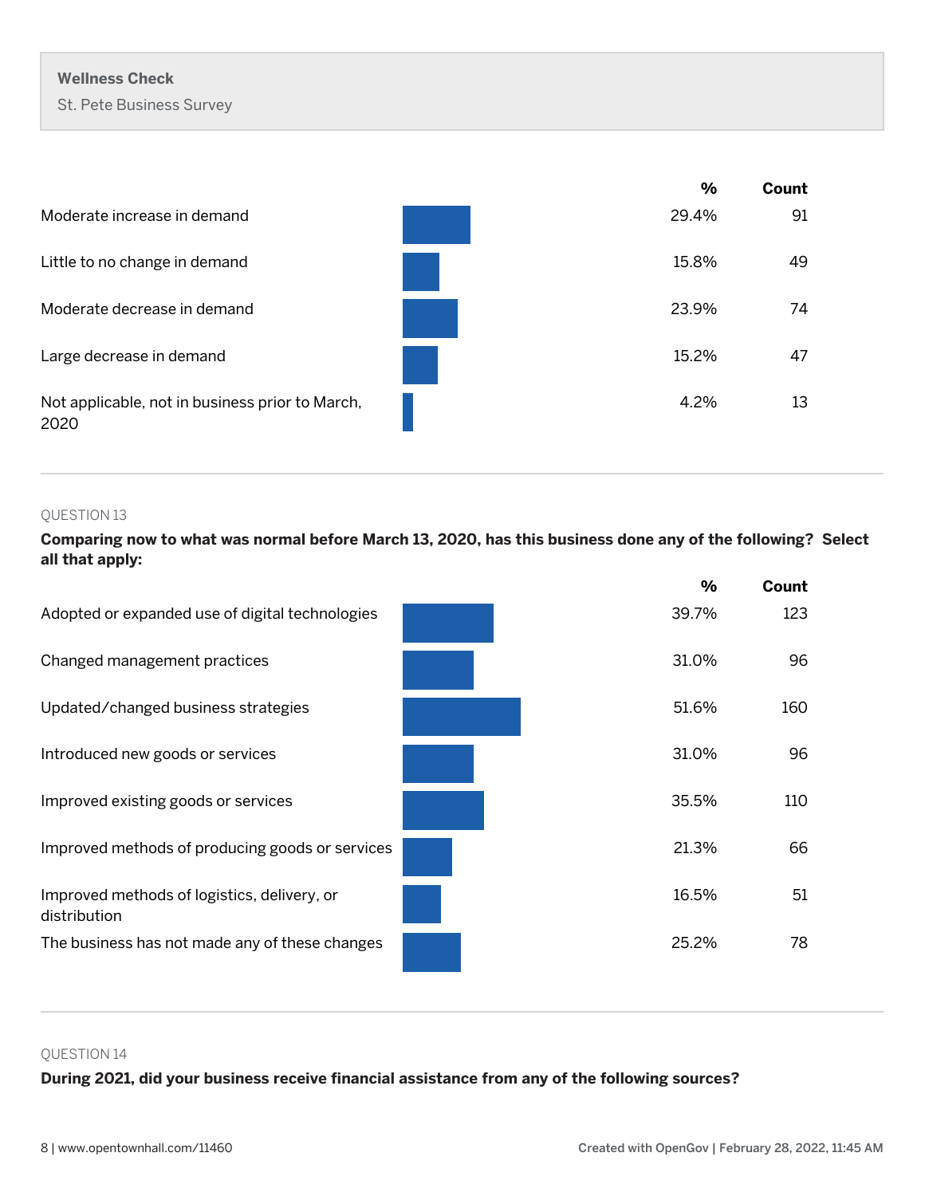| | % | Count |
|---|---|---|
| Moderate increase in demand | 29.4% | 91 |
| Little to no change in demand | 15.8% | 49 |
| Moderate decrease in demand | 23.9% | 74 |
| Large decrease in demand | 15.2% | 47 |
| Not applicable, not in business prior to March, 2020 | 4.2% | 13 |

QUESTION 13

**Comparing now to what was normal before March 13, 2020, has this business done any of the following? Select all that apply:**

| | % | Count |
|---|---|---|
| Adopted or expanded use of digital technologies | 39.7% | 123 |
| Changed management practices | 31.0% | 96 |
| Updated/changed business strategies | 51.6% | 160 |
| Introduced new goods or services | 31.0% | 96 |
| Improved existing goods or services | 35.5% | 110 |
| Improved methods of producing goods or services | 21.3% | 66 |
| Improved methods of logistics, delivery, or distribution | 16.5% | 51 |
| The business has not made any of these changes | 25.2% | 78 |

QUESTION 14

**During 2021, did your business receive financial assistance from any of the following sources?**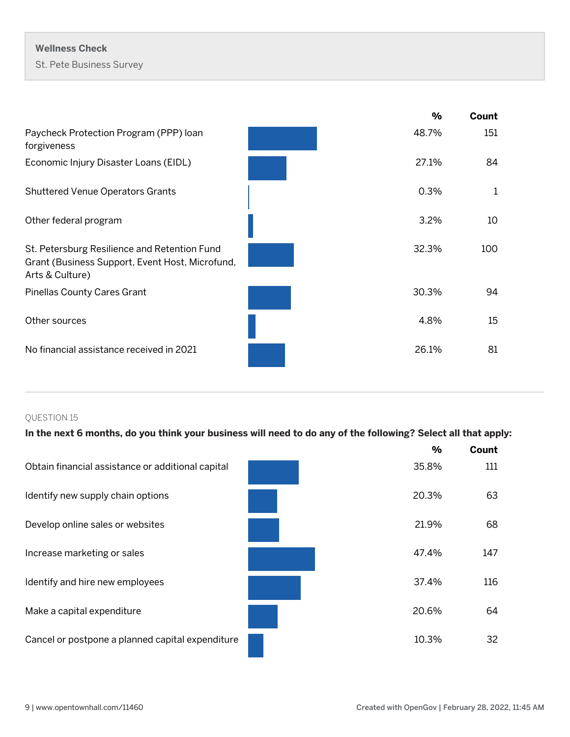**Wellness Check**

St. Pete Business Survey

| | % | Count |
|---|---|---|
| Paycheck Protection Program (PPP) loan forgiveness | 48.7% | 151 |
| Economic Injury Disaster Loans (EIDL) | 27.1% | 84 |
| Shuttered Venue Operators Grants | 0.3% | 1 |
| Other federal program | 3.2% | 10 |
| St. Petersburg Resilience and Retention Fund Grant (Business Support, Event Host, Microfund, Arts & Culture) | 32.3% | 100 |
| Pinellas County Cares Grant | 30.3% | 94 |
| Other sources | 4.8% | 15 |
| No financial assistance received in 2021 | 26.1% | 81 |

---

QUESTION 15

**In the next 6 months, do you think your business will need to do any of the following? Select all that apply:**

| | % | Count |
|---|---|---|
| Obtain financial assistance or additional capital | 35.8% | 111 |
| Identify new supply chain options | 20.3% | 63 |
| Develop online sales or websites | 21.9% | 68 |
| Increase marketing or sales | 47.4% | 147 |
| Identify and hire new employees | 37.4% | 116 |
| Make a capital expenditure | 20.6% | 64 |
| Cancel or postpone a planned capital expenditure | 10.3% | 32 |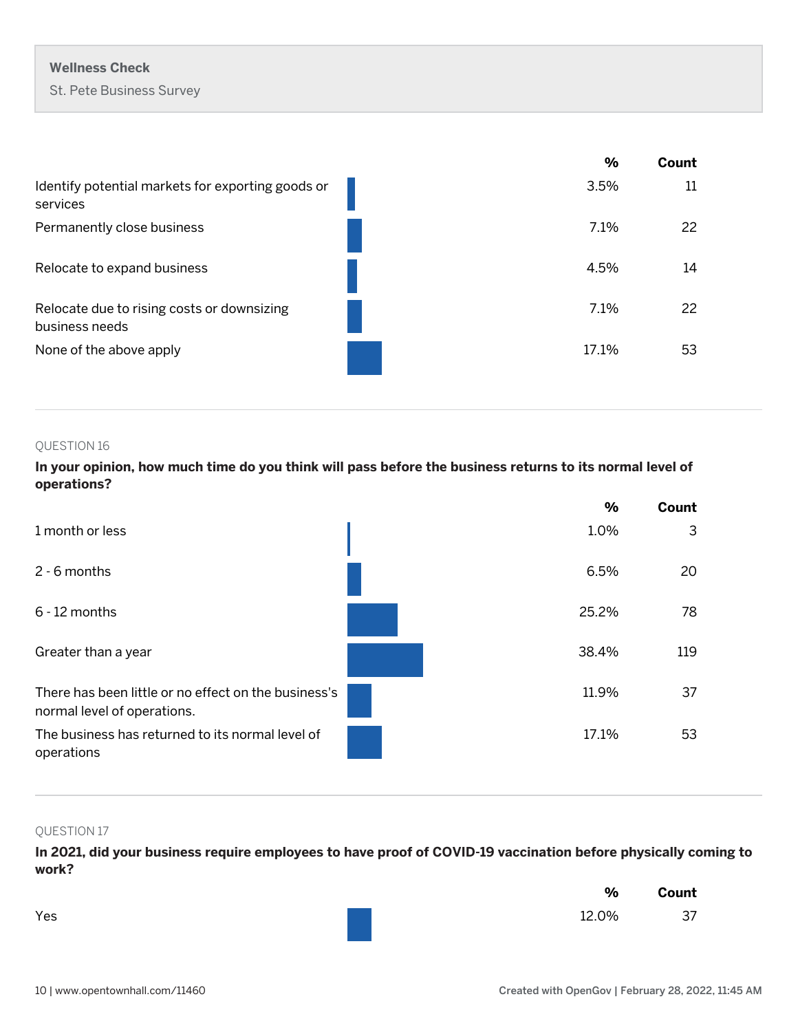| | % | Count |
|---|---|---|
| Identify potential markets for exporting goods or services | 3.5% | 11 |
| Permanently close business | 7.1% | 22 |
| Relocate to expand business | 4.5% | 14 |
| Relocate due to rising costs or downsizing business needs | 7.1% | 22 |
| None of the above apply | 17.1% | 53 |

QUESTION 16

**In your opinion, how much time do you think will pass before the business returns to its normal level of operations?**

| | % | Count |
|---|---|---|
| 1 month or less | 1.0% | 3 |
| 2 - 6 months | 6.5% | 20 |
| 6 - 12 months | 25.2% | 78 |
| Greater than a year | 38.4% | 119 |
| There has been little or no effect on the business's normal level of operations. | 11.9% | 37 |
| The business has returned to its normal level of operations | 17.1% | 53 |

QUESTION 17

**In 2021, did your business require employees to have proof of COVID-19 vaccination before physically coming to work?**

| | % | Count |
|---|---|---|
| Yes | 12.0% | 37 |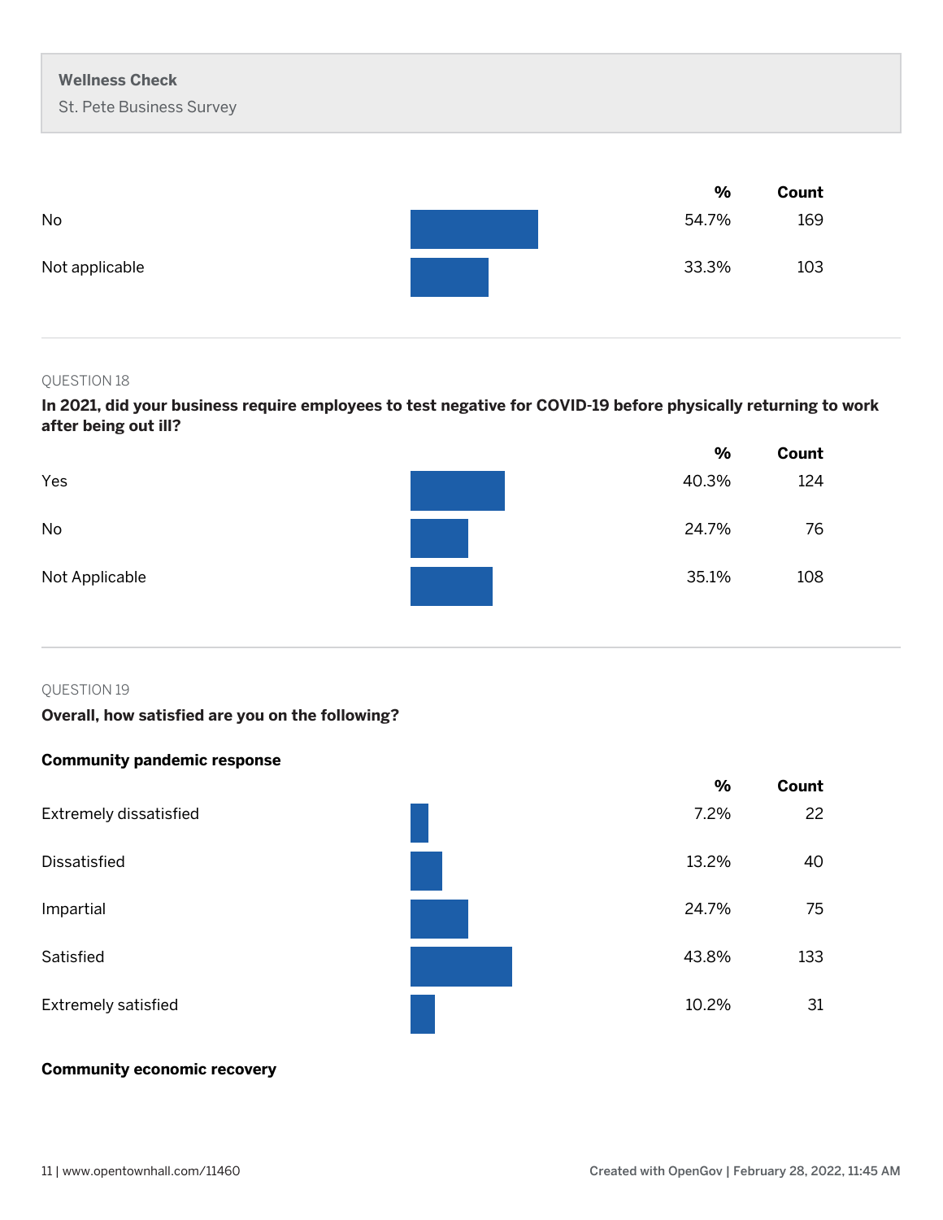| | % | Count |
|---|---|---|
| No | 54.7% | 169 |
| Not applicable | 33.3% | 103 |

QUESTION 18

**In 2021, did your business require employees to test negative for COVID-19 before physically returning to work after being out ill?**

| | % | Count |
|---|---|---|
| Yes | 40.3% | 124 |
| No | 24.7% | 76 |
| Not Applicable | 35.1% | 108 |

QUESTION 19

**Overall, how satisfied are you on the following?**

**Community pandemic response**

| | % | Count |
|---|---|---|
| Extremely dissatisfied | 7.2% | 22 |
| Dissatisfied | 13.2% | 40 |
| Impartial | 24.7% | 75 |
| Satisfied | 43.8% | 133 |
| Extremely satisfied | 10.2% | 31 |

**Community economic recovery**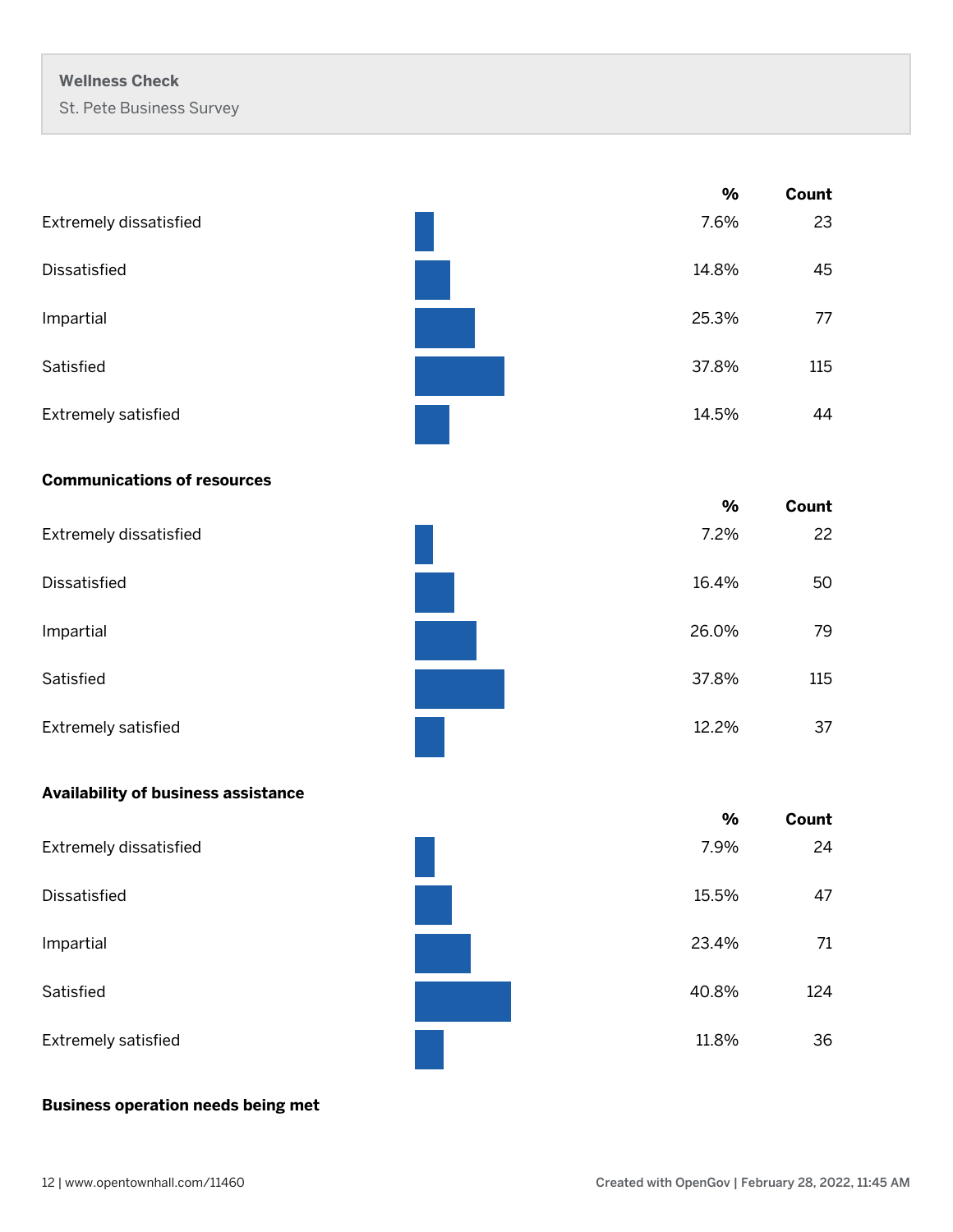**Wellness Check**

St. Pete Business Survey

| | % | Count |
|---|---|---|
| Extremely dissatisfied | 7.6% | 23 |
| Dissatisfied | 14.8% | 45 |
| Impartial | 25.3% | 77 |
| Satisfied | 37.8% | 115 |
| Extremely satisfied | 14.5% | 44 |

**Communications of resources**

| | % | Count |
|---|---|---|
| Extremely dissatisfied | 7.2% | 22 |
| Dissatisfied | 16.4% | 50 |
| Impartial | 26.0% | 79 |
| Satisfied | 37.8% | 115 |
| Extremely satisfied | 12.2% | 37 |

**Availability of business assistance**

| | % | Count |
|---|---|---|
| Extremely dissatisfied | 7.9% | 24 |
| Dissatisfied | 15.5% | 47 |
| Impartial | 23.4% | 71 |
| Satisfied | 40.8% | 124 |
| Extremely satisfied | 11.8% | 36 |

**Business operation needs being met**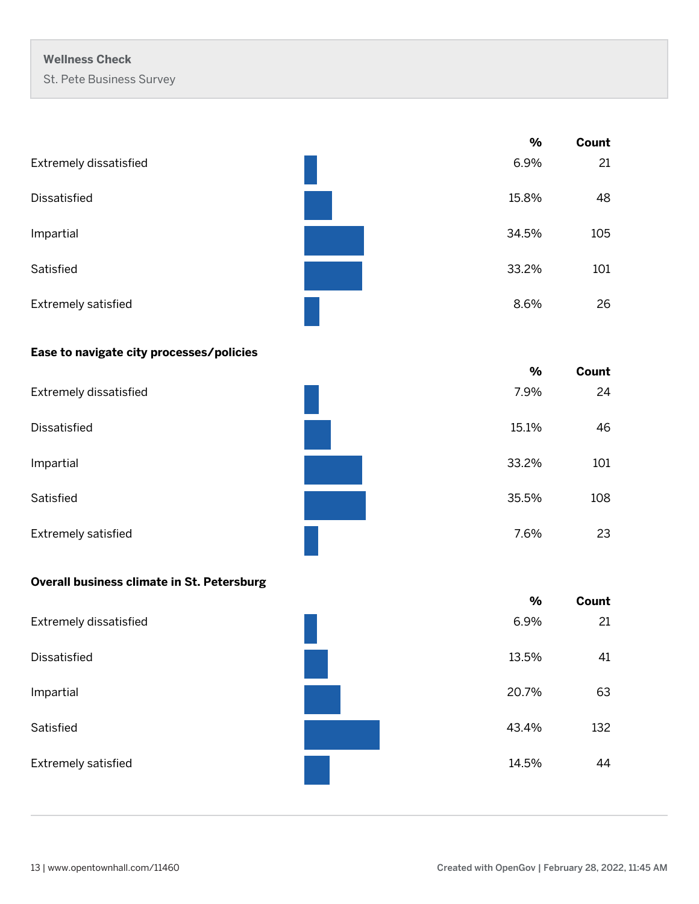**Wellness Check**

St. Pete Business Survey

| | % | Count |
|---|---|---|
| Extremely dissatisfied | 6.9% | 21 |
| Dissatisfied | 15.8% | 48 |
| Impartial | 34.5% | 105 |
| Satisfied | 33.2% | 101 |
| Extremely satisfied | 8.6% | 26 |

**Ease to navigate city processes/policies**

| | % | Count |
|---|---|---|
| Extremely dissatisfied | 7.9% | 24 |
| Dissatisfied | 15.1% | 46 |
| Impartial | 33.2% | 101 |
| Satisfied | 35.5% | 108 |
| Extremely satisfied | 7.6% | 23 |

**Overall business climate in St. Petersburg**

| | % | Count |
|---|---|---|
| Extremely dissatisfied | 6.9% | 21 |
| Dissatisfied | 13.5% | 41 |
| Impartial | 20.7% | 63 |
| Satisfied | 43.4% | 132 |
| Extremely satisfied | 14.5% | 44 |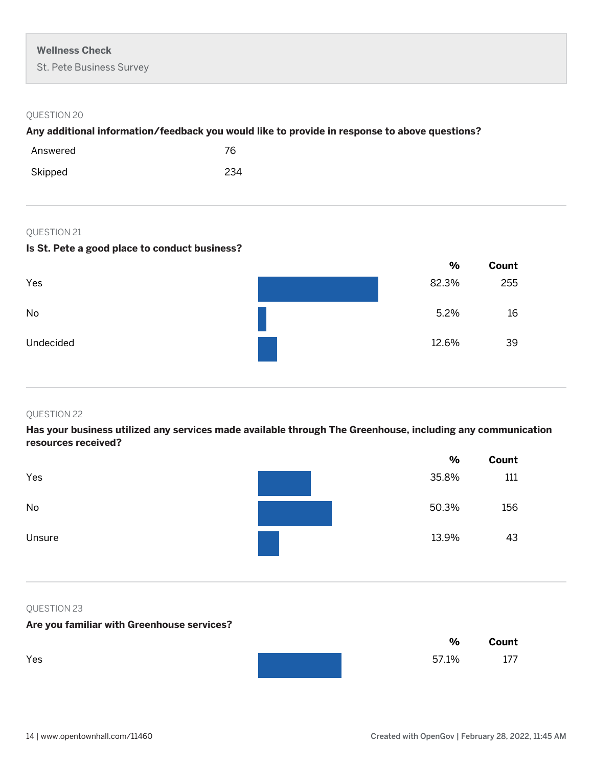**Wellness Check**

St. Pete Business Survey

QUESTION 20

**Any additional information/feedback you would like to provide in response to above questions?**

| | |
|---|---|
| Answered | 76 |
| Skipped | 234 |

QUESTION 21

**Is St. Pete a good place to conduct business?**

| | % | Count |
|---|---|---|
| Yes | 82.3% | 255 |
| No | 5.2% | 16 |
| Undecided | 12.6% | 39 |

QUESTION 22

**Has your business utilized any services made available through The Greenhouse, including any communication resources received?**

| | % | Count |
|---|---|---|
| Yes | 35.8% | 111 |
| No | 50.3% | 156 |
| Unsure | 13.9% | 43 |

QUESTION 23

**Are you familiar with Greenhouse services?**

| | % | Count |
|---|---|---|
| Yes | 57.1% | 177 |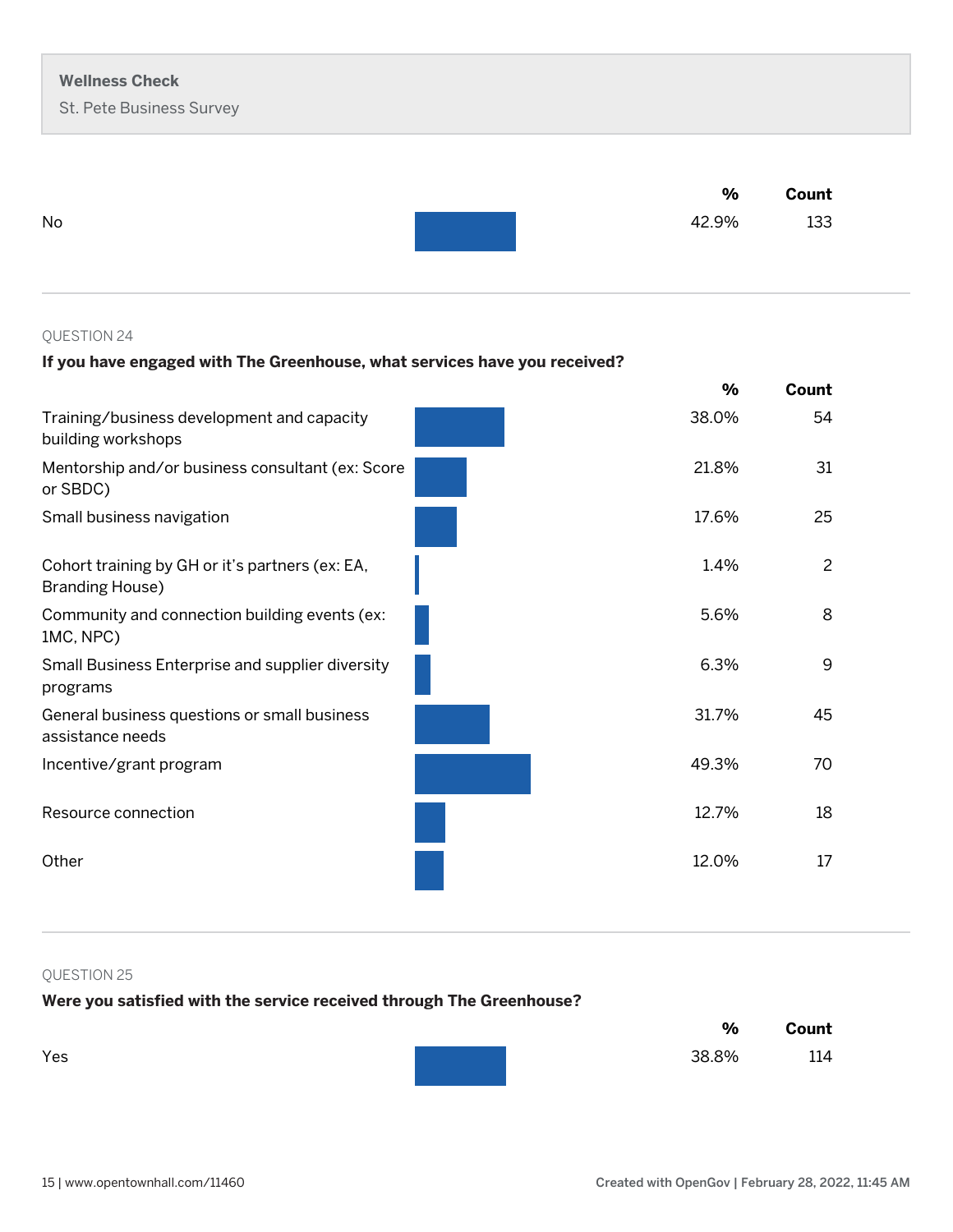| | % | Count |
|---|---|---|
| No | 42.9% | 133 |

QUESTION 24

**If you have engaged with The Greenhouse, what services have you received?**

| | % | Count |
|---|---|---|
| Training/business development and capacity building workshops | 38.0% | 54 |
| Mentorship and/or business consultant (ex: Score or SBDC) | 21.8% | 31 |
| Small business navigation | 17.6% | 25 |
| Cohort training by GH or it's partners (ex: EA, Branding House) | 1.4% | 2 |
| Community and connection building events (ex: 1MC, NPC) | 5.6% | 8 |
| Small Business Enterprise and supplier diversity programs | 6.3% | 9 |
| General business questions or small business assistance needs | 31.7% | 45 |
| Incentive/grant program | 49.3% | 70 |
| Resource connection | 12.7% | 18 |
| Other | 12.0% | 17 |

QUESTION 25

**Were you satisfied with the service received through The Greenhouse?**

| | % | Count |
|---|---|---|
| Yes | 38.8% | 114 |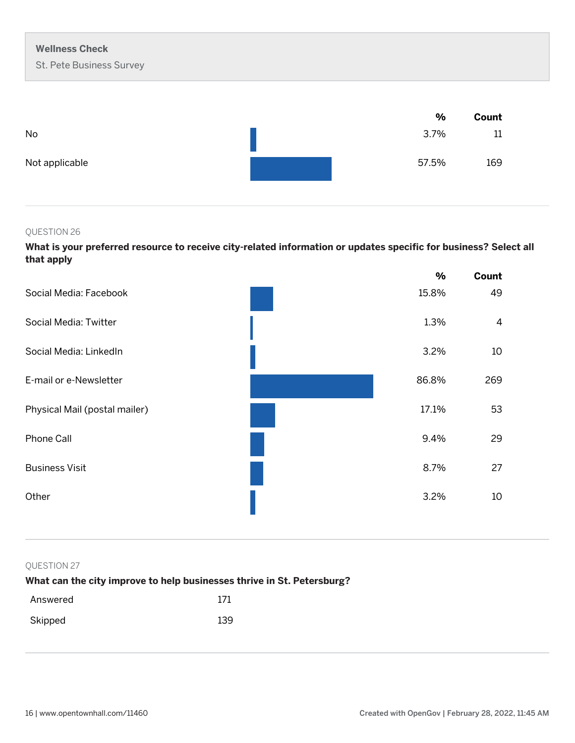| | % | Count |
|---|---|---|
| No | 3.7% | 11 |
| Not applicable | 57.5% | 169 |

QUESTION 26

**What is your preferred resource to receive city-related information or updates specific for business? Select all that apply**

| | % | Count |
|---|---|---|
| Social Media: Facebook | 15.8% | 49 |
| Social Media: Twitter | 1.3% | 4 |
| Social Media: LinkedIn | 3.2% | 10 |
| E-mail or e-Newsletter | 86.8% | 269 |
| Physical Mail (postal mailer) | 17.1% | 53 |
| Phone Call | 9.4% | 29 |
| Business Visit | 8.7% | 27 |
| Other | 3.2% | 10 |

QUESTION 27

**What can the city improve to help businesses thrive in St. Petersburg?**

| | |
|---|---|
| Answered | 171 |
| Skipped | 139 |